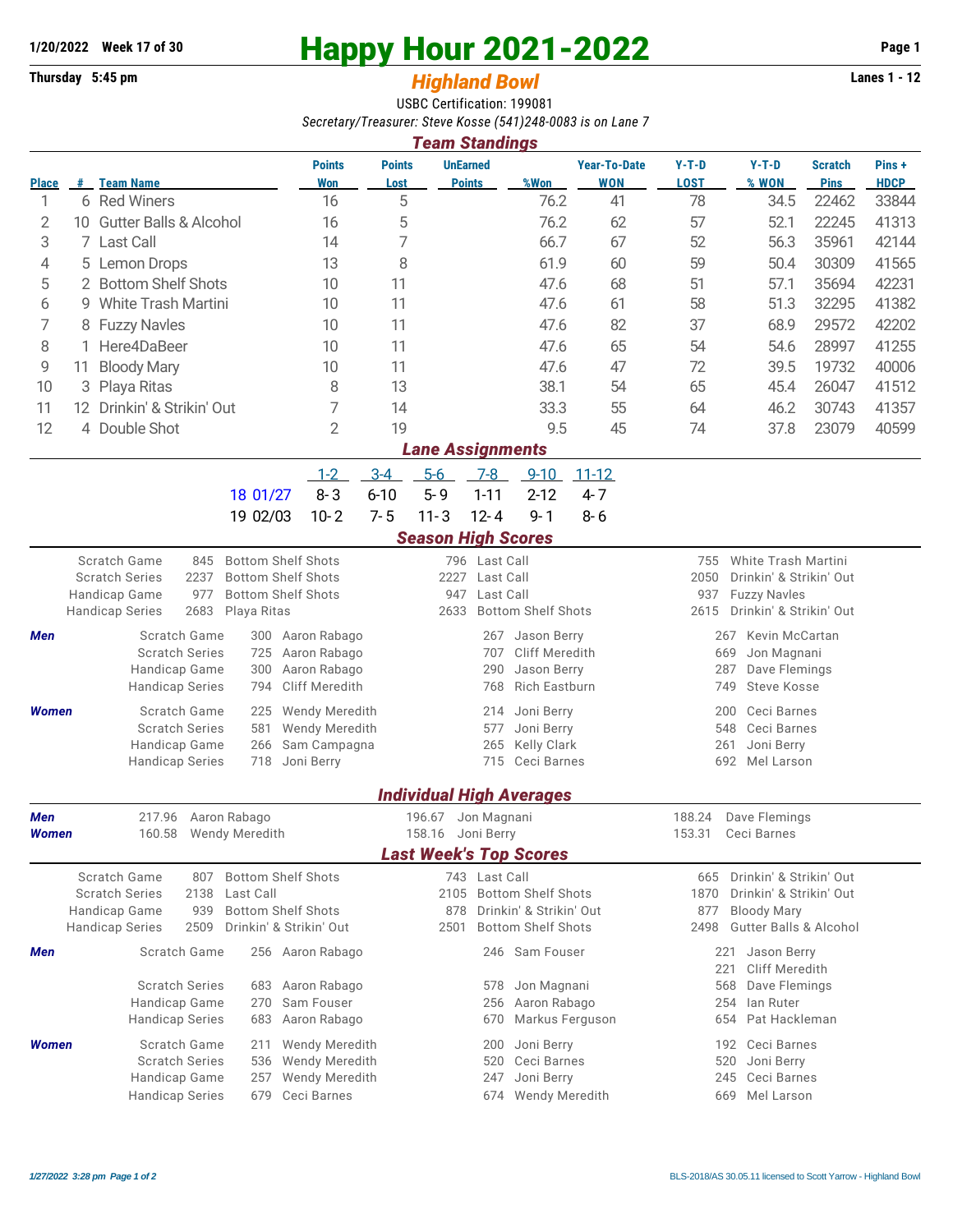**1/20/2022 Week 17 of 30**

# Happy Hour 2021-2022

**Thursday 5:45 pm**

## *Highland Bowl*

**Lanes 1 - 12**

USBC Certification: 199081

*Secretary/Treasurer: Steve Kosse (541)248-0083 is on Lane 7*

## *Team Standings*

| Place | # | Team Name | Points Won | Points Lost | UnEarned Points | %Won | Year-To-Date WON | Y-T-D LOST | Y-T-D % WON | Scratch Pins | Pins + HDCP |
|---|---|---|---|---|---|---|---|---|---|---|---|
| 1 | 6 | Red Winers | 16 | 5 | | 76.2 | 41 | 78 | 34.5 | 22462 | 33844 |
| 2 | 10 | Gutter Balls & Alcohol | 16 | 5 | | 76.2 | 62 | 57 | 52.1 | 22245 | 41313 |
| 3 | 7 | Last Call | 14 | 7 | | 66.7 | 67 | 52 | 56.3 | 35961 | 42144 |
| 4 | 5 | Lemon Drops | 13 | 8 | | 61.9 | 60 | 59 | 50.4 | 30309 | 41565 |
| 5 | 2 | Bottom Shelf Shots | 10 | 11 | | 47.6 | 68 | 51 | 57.1 | 35694 | 42231 |
| 6 | 9 | White Trash Martini | 10 | 11 | | 47.6 | 61 | 58 | 51.3 | 32295 | 41382 |
| 7 | 8 | Fuzzy Navles | 10 | 11 | | 47.6 | 82 | 37 | 68.9 | 29572 | 42202 |
| 8 | 1 | Here4DaBeer | 10 | 11 | | 47.6 | 65 | 54 | 54.6 | 28997 | 41255 |
| 9 | 11 | Bloody Mary | 10 | 11 | | 47.6 | 47 | 72 | 39.5 | 19732 | 40006 |
| 10 | 3 | Playa Ritas | 8 | 13 | | 38.1 | 54 | 65 | 45.4 | 26047 | 41512 |
| 11 | 12 | Drinkin' & Strikin' Out | 7 | 14 | | 33.3 | 55 | 64 | 46.2 | 30743 | 41357 |
| 12 | 4 | Double Shot | 2 | 19 | | 9.5 | 45 | 74 | 37.8 | 23079 | 40599 |

## *Lane Assignments*

| | 1-2 | 3-4 | 5-6 | 7-8 | 9-10 | 11-12 |
|---|---|---|---|---|---|---|
| 18 01/27 | 8- 3 | 6-10 | 5- 9 | 1-11 | 2-12 | 4- 7 |
| 19 02/03 | 10- 2 | 7- 5 | 11- 3 | 12- 4 | 9- 1 | 8- 6 |

## *Season High Scores*

| | | | | | | |
|---|---|---|---|---|---|---|
| Scratch Game | 845 | Bottom Shelf Shots | 796 | Last Call | 755 | White Trash Martini |
| Scratch Series | 2237 | Bottom Shelf Shots | 2227 | Last Call | 2050 | Drinkin' & Strikin' Out |
| Handicap Game | 977 | Bottom Shelf Shots | 947 | Last Call | 937 | Fuzzy Navles |
| Handicap Series | 2683 | Playa Ritas | 2633 | Bottom Shelf Shots | 2615 | Drinkin' & Strikin' Out |

***Men***

| | | | | | | |
|---|---|---|---|---|---|---|
| Scratch Game | 300 | Aaron Rabago | 267 | Jason Berry | 267 | Kevin McCartan |
| Scratch Series | 725 | Aaron Rabago | 707 | Cliff Meredith | 669 | Jon Magnani |
| Handicap Game | 300 | Aaron Rabago | 290 | Jason Berry | 287 | Dave Flemings |
| Handicap Series | 794 | Cliff Meredith | 768 | Rich Eastburn | 749 | Steve Kosse |

***Women***

| | | | | | | |
|---|---|---|---|---|---|---|
| Scratch Game | 225 | Wendy Meredith | 214 | Joni Berry | 200 | Ceci Barnes |
| Scratch Series | 581 | Wendy Meredith | 577 | Joni Berry | 548 | Ceci Barnes |
| Handicap Game | 266 | Sam Campagna | 265 | Kelly Clark | 261 | Joni Berry |
| Handicap Series | 718 | Joni Berry | 715 | Ceci Barnes | 692 | Mel Larson |

## *Individual High Averages*

| | | | | | | |
|---|---|---|---|---|---|---|
| ***Men*** | 217.96 | Aaron Rabago | 196.67 | Jon Magnani | 188.24 | Dave Flemings |
| ***Women*** | 160.58 | Wendy Meredith | 158.16 | Joni Berry | 153.31 | Ceci Barnes |

## *Last Week's Top Scores*

| | | | | | | |
|---|---|---|---|---|---|---|
| Scratch Game | 807 | Bottom Shelf Shots | 743 | Last Call | 665 | Drinkin' & Strikin' Out |
| Scratch Series | 2138 | Last Call | 2105 | Bottom Shelf Shots | 1870 | Drinkin' & Strikin' Out |
| Handicap Game | 939 | Bottom Shelf Shots | 878 | Drinkin' & Strikin' Out | 877 | Bloody Mary |
| Handicap Series | 2509 | Drinkin' & Strikin' Out | 2501 | Bottom Shelf Shots | 2498 | Gutter Balls & Alcohol |

***Men***

| | | | | | | |
|---|---|---|---|---|---|---|
| Scratch Game | 256 | Aaron Rabago | 246 | Sam Fouser | 221 | Jason Berry |
| | | | | | 221 | Cliff Meredith |
| Scratch Series | 683 | Aaron Rabago | 578 | Jon Magnani | 568 | Dave Flemings |
| Handicap Game | 270 | Sam Fouser | 256 | Aaron Rabago | 254 | Ian Ruter |
| Handicap Series | 683 | Aaron Rabago | 670 | Markus Ferguson | 654 | Pat Hackleman |

***Women***

| | | | | | | |
|---|---|---|---|---|---|---|
| Scratch Game | 211 | Wendy Meredith | 200 | Joni Berry | 192 | Ceci Barnes |
| Scratch Series | 536 | Wendy Meredith | 520 | Ceci Barnes | 520 | Joni Berry |
| Handicap Game | 257 | Wendy Meredith | 247 | Joni Berry | 245 | Ceci Barnes |
| Handicap Series | 679 | Ceci Barnes | 674 | Wendy Meredith | 669 | Mel Larson |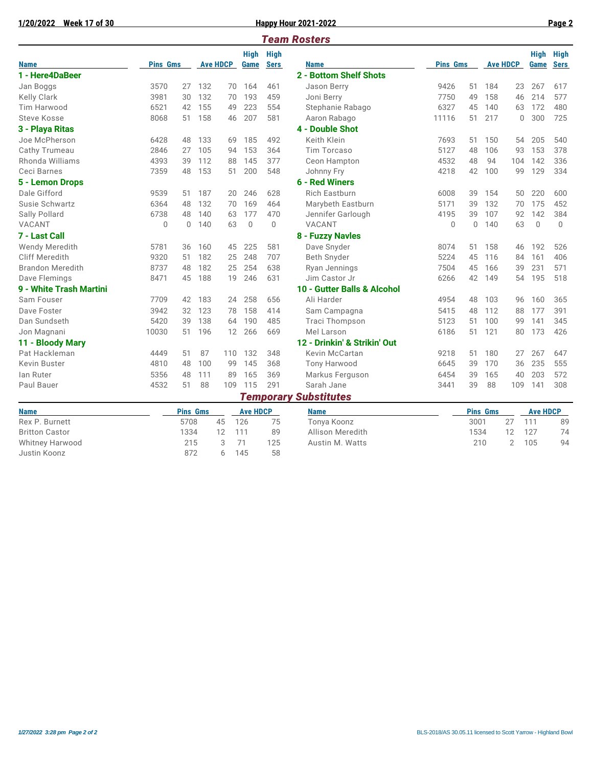## Team Rosters

| Name | Pins | Gms | Ave | HDCP | High Game | High Sers |
|---|---|---|---|---|---|---|
| **1 - Here4DaBeer** | | | | | | |
| Jan Boggs | 3570 | 27 | 132 | 70 | 164 | 461 |
| Kelly Clark | 3981 | 30 | 132 | 70 | 193 | 459 |
| Tim Harwood | 6521 | 42 | 155 | 49 | 223 | 554 |
| Steve Kosse | 8068 | 51 | 158 | 46 | 207 | 581 |
| **2 - Bottom Shelf Shots** | | | | | | |
| Jason Berry | 9426 | 51 | 184 | 23 | 267 | 617 |
| Joni Berry | 7750 | 49 | 158 | 46 | 214 | 577 |
| Stephanie Rabago | 6327 | 45 | 140 | 63 | 172 | 480 |
| Aaron Rabago | 11116 | 51 | 217 | 0 | 300 | 725 |
| **3 - Playa Ritas** | | | | | | |
| Joe McPherson | 6428 | 48 | 133 | 69 | 185 | 492 |
| Cathy Trumeau | 2846 | 27 | 105 | 94 | 153 | 364 |
| Rhonda Williams | 4393 | 39 | 112 | 88 | 145 | 377 |
| Ceci Barnes | 7359 | 48 | 153 | 51 | 200 | 548 |
| **4 - Double Shot** | | | | | | |
| Keith Klein | 7693 | 51 | 150 | 54 | 205 | 540 |
| Tim Torcaso | 5127 | 48 | 106 | 93 | 153 | 378 |
| Ceon Hampton | 4532 | 48 | 94 | 104 | 142 | 336 |
| Johnny Fry | 4218 | 42 | 100 | 99 | 129 | 334 |
| **5 - Lemon Drops** | | | | | | |
| Dale Gifford | 9539 | 51 | 187 | 20 | 246 | 628 |
| Susie Schwartz | 6364 | 48 | 132 | 70 | 169 | 464 |
| Sally Pollard | 6738 | 48 | 140 | 63 | 177 | 470 |
| VACANT | 0 | 0 | 140 | 63 | 0 | 0 |
| **6 - Red Winers** | | | | | | |
| Rich Eastburn | 6008 | 39 | 154 | 50 | 220 | 600 |
| Marybeth Eastburn | 5171 | 39 | 132 | 70 | 175 | 452 |
| Jennifer Garlough | 4195 | 39 | 107 | 92 | 142 | 384 |
| VACANT | 0 | 0 | 140 | 63 | 0 | 0 |
| **7 - Last Call** | | | | | | |
| Wendy Meredith | 5781 | 36 | 160 | 45 | 225 | 581 |
| Cliff Meredith | 9320 | 51 | 182 | 25 | 248 | 707 |
| Brandon Meredith | 8737 | 48 | 182 | 25 | 254 | 638 |
| Dave Flemings | 8471 | 45 | 188 | 19 | 246 | 631 |
| **8 - Fuzzy Navles** | | | | | | |
| Dave Snyder | 8074 | 51 | 158 | 46 | 192 | 526 |
| Beth Snyder | 5224 | 45 | 116 | 84 | 161 | 406 |
| Ryan Jennings | 7504 | 45 | 166 | 39 | 231 | 571 |
| Jim Castor Jr | 6266 | 42 | 149 | 54 | 195 | 518 |
| **9 - White Trash Martini** | | | | | | |
| Sam Fouser | 7709 | 42 | 183 | 24 | 258 | 656 |
| Dave Foster | 3942 | 32 | 123 | 78 | 158 | 414 |
| Dan Sundseth | 5420 | 39 | 138 | 64 | 190 | 485 |
| Jon Magnani | 10030 | 51 | 196 | 12 | 266 | 669 |
| **10 - Gutter Balls & Alcohol** | | | | | | |
| Ali Harder | 4954 | 48 | 103 | 96 | 160 | 365 |
| Sam Campagna | 5415 | 48 | 112 | 88 | 177 | 391 |
| Traci Thompson | 5123 | 51 | 100 | 99 | 141 | 345 |
| Mel Larson | 6186 | 51 | 121 | 80 | 173 | 426 |
| **11 - Bloody Mary** | | | | | | |
| Pat Hackleman | 4449 | 51 | 87 | 110 | 132 | 348 |
| Kevin Buster | 4810 | 48 | 100 | 99 | 145 | 368 |
| Ian Ruter | 5356 | 48 | 111 | 89 | 165 | 369 |
| Paul Bauer | 4532 | 51 | 88 | 109 | 115 | 291 |
| **12 - Drinkin' & Strikin' Out** | | | | | | |
| Kevin McCartan | 9218 | 51 | 180 | 27 | 267 | 647 |
| Tony Harwood | 6645 | 39 | 170 | 36 | 235 | 555 |
| Markus Ferguson | 6454 | 39 | 165 | 40 | 203 | 572 |
| Sarah Jane | 3441 | 39 | 88 | 109 | 141 | 308 |

## Temporary Substitutes

| Name | Pins | Gms | Ave | HDCP |
|---|---|---|---|---|
| Rex P. Burnett | 5708 | 45 | 126 | 75 |
| Britton Castor | 1334 | 12 | 111 | 89 |
| Whitney Harwood | 215 | 3 | 71 | 125 |
| Justin Koonz | 872 | 6 | 145 | 58 |
| Tonya Koonz | 3001 | 27 | 111 | 89 |
| Allison Meredith | 1534 | 12 | 127 | 74 |
| Austin M. Watts | 210 | 2 | 105 | 94 |